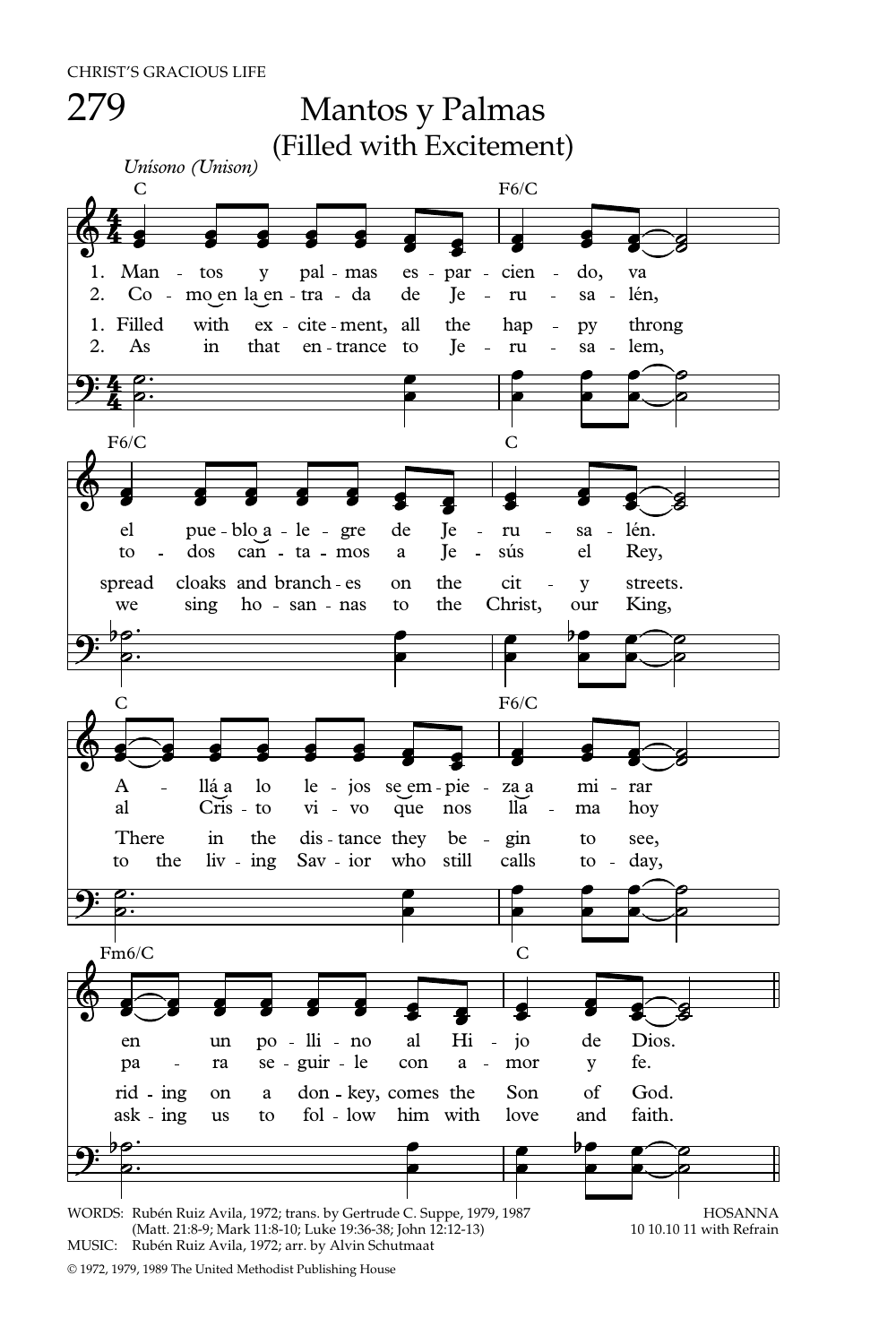# 279 Mantos y Palmas

## (Filled with Excitement)

*Unísono (Unison)*

C — F6/C

1. Man - tos y pal - mas es - par - cien - do, va
2. Co - mo en la en - tra - da de Je - ru - sa - lén,

1. Filled with ex - cite - ment, all the hap - py throng
2. As in that en - trance to Je - ru - sa - lem,

F6/C — C

el pue - blo a - le - gre de Je - ru - sa - lén.
to - dos can - ta - mos a Je - sús el Rey,

spread cloaks and branch - es on the cit - y streets.
we sing ho - san - nas to the Christ, our King,

C — F6/C

A - llá a lo le - jos se em - pie - za a mi - rar
al Cris - to vi - vo que nos lla - ma hoy

There in the dis - tance they be - gin to see,
to the liv - ing Sav - ior who still calls to - day,

Fm6/C — C

en un po - lli - no al Hi - jo de Dios.
pa - ra se - guir - le con a - mor y fe.

rid - ing on a don - key, comes the Son of God.
ask - ing us to fol - low him with love and faith.

WORDS: Rubén Ruiz Avila, 1972; trans. by Gertrude C. Suppe, 1979, 1987 (Matt. 21:8-9; Mark 11:8-10; Luke 19:36-38; John 12:12-13)
MUSIC: Rubén Ruiz Avila, 1972; arr. by Alvin Schutmaat

HOSANNA
10 10.10 11 with Refrain

© 1972, 1979, 1989 The United Methodist Publishing House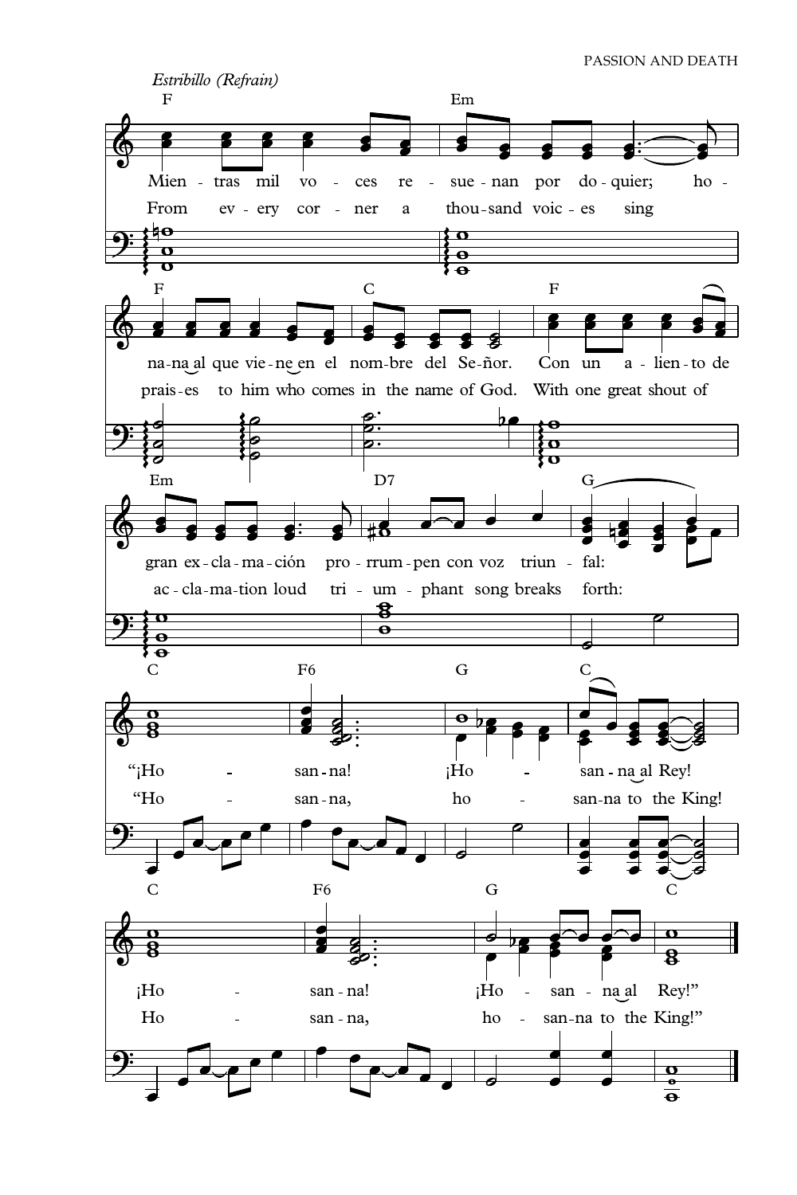*Estribillo (Refrain)*

F Em

Mien - tras mil vo - ces re - sue - nan por do - quier; ho -

From ev - ery cor - ner a thou - sand voic - es sing

F C F

na - na al que vie - ne en el nom - bre del Se - ñor. Con un a - lien - to de

prais - es to him who comes in the name of God. With one great shout of

Em D7 G

gran ex - cla - ma - ción pro - rrum - pen con voz triun - fal:

ac - cla - ma - tion loud tri - um - phant song breaks forth:

C F6 G C

"¡Ho - san - na! ¡Ho - san - na al Rey!

"Ho - san - na, ho - san - na to the King!

C F6 G C

¡Ho - san - na! ¡Ho - san - na al Rey!"

Ho - san - na, ho - san - na to the King!"